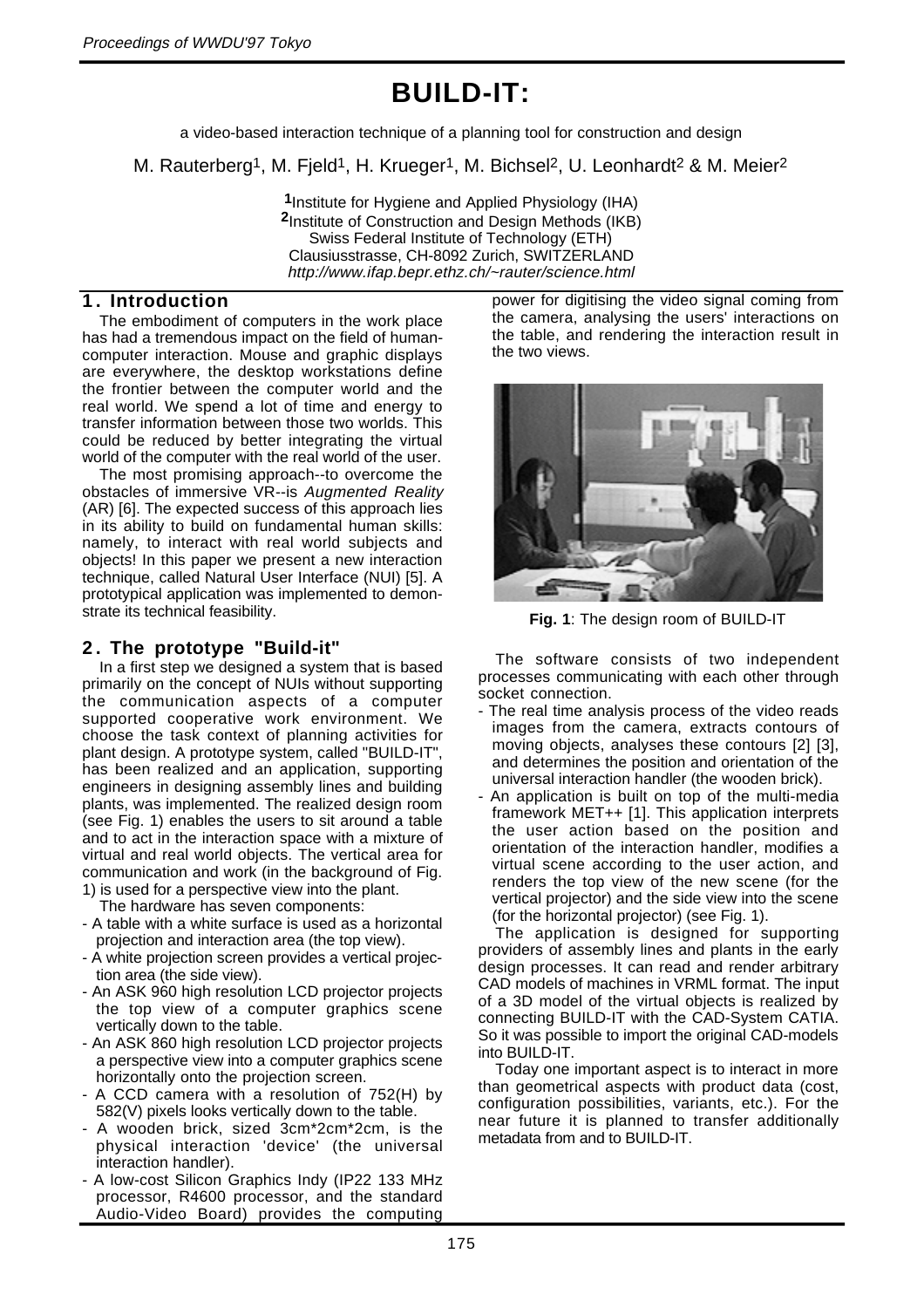# BUILD-IT:

a video-based interaction technique of a planning tool for construction and design

M. Rauterberg[1], M. Fjeld[1], H. Krueger[1], M. Bichsel[2], U. Leonhardt[2] & M. Meier[2]

[1]Institute for Hygiene and Applied Physiology (IHA)
[2]Institute of Construction and Design Methods (IKB)
Swiss Federal Institute of Technology (ETH)
Clausiusstrasse, CH-8092 Zurich, SWITZERLAND
*http://www.ifap.bepr.ethz.ch/~rauter/science.html*

## 1. Introduction

The embodiment of computers in the work place has had a tremendous impact on the field of human-computer interaction. Mouse and graphic displays are everywhere, the desktop workstations define the frontier between the computer world and the real world. We spend a lot of time and energy to transfer information between those two worlds. This could be reduced by better integrating the virtual world of the computer with the real world of the user.

The most promising approach--to overcome the obstacles of immersive VR--is *Augmented Reality* (AR) [6]. The expected success of this approach lies in its ability to build on fundamental human skills: namely, to interact with real world subjects and objects! In this paper we present a new interaction technique, called Natural User Interface (NUI) [5]. A prototypical application was implemented to demonstrate its technical feasibility.

## 2. The prototype "Build-it"

In a first step we designed a system that is based primarily on the concept of NUIs without supporting the communication aspects of a computer supported cooperative work environment. We choose the task context of planning activities for plant design. A prototype system, called "BUILD-IT", has been realized and an application, supporting engineers in designing assembly lines and building plants, was implemented. The realized design room (see Fig. 1) enables the users to sit around a table and to act in the interaction space with a mixture of virtual and real world objects. The vertical area for communication and work (in the background of Fig. 1) is used for a perspective view into the plant.

The hardware has seven components:

- A table with a white surface is used as a horizontal projection and interaction area (the top view).
- A white projection screen provides a vertical projection area (the side view).
- An ASK 960 high resolution LCD projector projects the top view of a computer graphics scene vertically down to the table.
- An ASK 860 high resolution LCD projector projects a perspective view into a computer graphics scene horizontally onto the projection screen.
- A CCD camera with a resolution of 752(H) by 582(V) pixels looks vertically down to the table.
- A wooden brick, sized 3cm*2cm*2cm, is the physical interaction 'device' (the universal interaction handler).
- A low-cost Silicon Graphics Indy (IP22 133 MHz processor, R4600 processor, and the standard Audio-Video Board) provides the computing power for digitising the video signal coming from the camera, analysing the users' interactions on the table, and rendering the interaction result in the two views.

**Fig. 1**: The design room of BUILD-IT

The software consists of two independent processes communicating with each other through socket connection.

- The real time analysis process of the video reads images from the camera, extracts contours of moving objects, analyses these contours [2] [3], and determines the position and orientation of the universal interaction handler (the wooden brick).
- An application is built on top of the multi-media framework MET++ [1]. This application interprets the user action based on the position and orientation of the interaction handler, modifies a virtual scene according to the new user action, and renders the top view of the new scene (for the vertical projector) and the side view into the scene (for the horizontal projector) (see Fig. 1).

The application is designed for supporting providers of assembly lines and plants in the early design processes. It can read and render arbitrary CAD models of machines in VRML format. The input of a 3D model of the virtual objects is realized by connecting BUILD-IT with the CAD-System CATIA. So it was possible to import the original CAD-models into BUILD-IT.

Today one important aspect is to interact in more than geometrical aspects with product data (cost, configuration possibilities, variants, etc.). For the near future it is planned to transfer additionally metadata from and to BUILD-IT.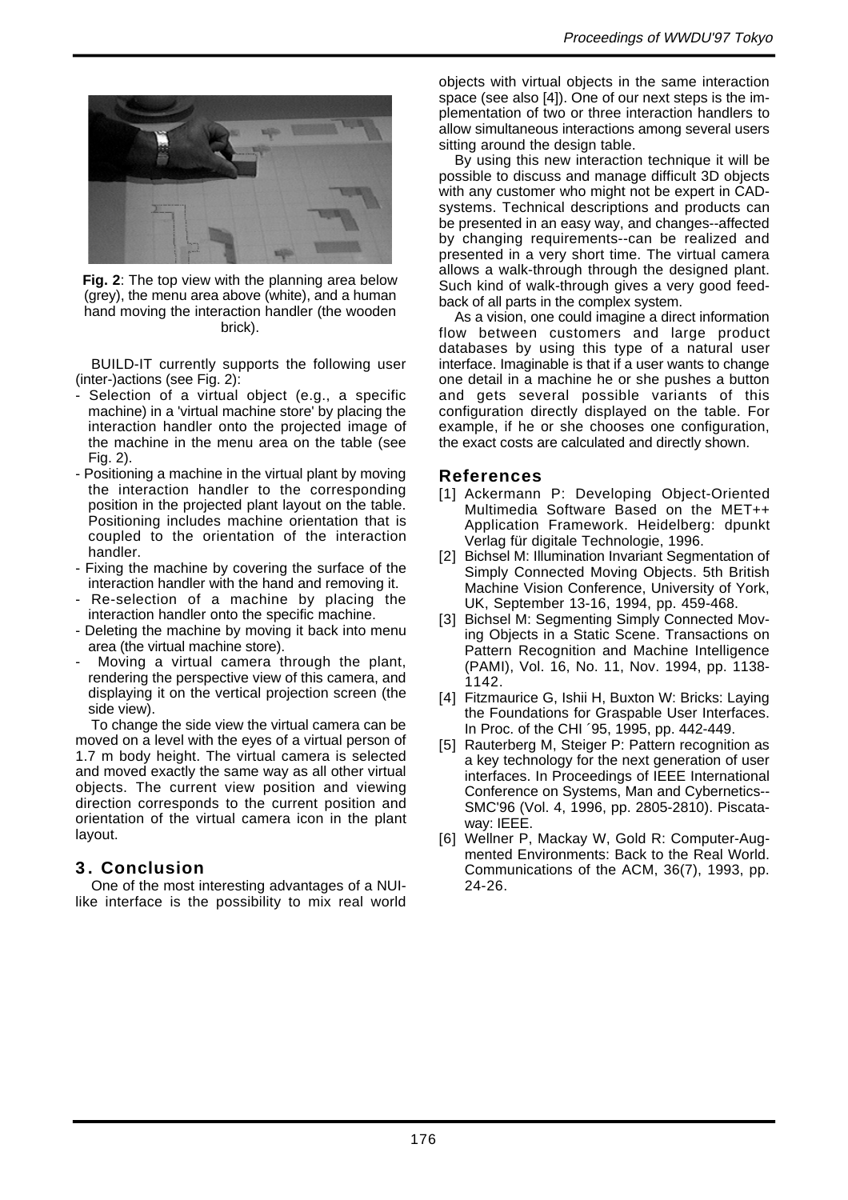**Fig. 2**: The top view with the planning area below (grey), the menu area above (white), and a human hand moving the interaction handler (the wooden brick).

BUILD-IT currently supports the following user (inter-)actions (see Fig. 2):

- Selection of a virtual object (e.g., a specific machine) in a 'virtual machine store' by placing the interaction handler onto the projected image of the machine in the menu area on the table (see Fig. 2).
- Positioning a machine in the virtual plant by moving the interaction handler to the corresponding position in the projected plant layout on the table. Positioning includes machine orientation that is coupled to the orientation of the interaction handler.
- Fixing the machine by covering the surface of the interaction handler with the hand and removing it.
- Re-selection of a machine by placing the interaction handler onto the specific machine.
- Deleting the machine by moving it back into menu area (the virtual machine store).
- Moving a virtual camera through the plant, rendering the perspective view of this camera, and displaying it on the vertical projection screen (the side view).

To change the side view the virtual camera can be moved on a level with the eyes of a virtual person of 1.7 m body height. The virtual camera is selected and moved exactly the same way as all other virtual objects. The current view position and viewing direction corresponds to the current position and orientation of the virtual camera icon in the plant layout.

## 3. Conclusion

One of the most interesting advantages of a NUI-like interface is the possibility to mix real world objects with virtual objects in the same interaction space (see also [4]). One of our next steps is the implementation of two or three interaction handlers to allow simultaneous interactions among several users sitting around the design table.

By using this new interaction technique it will be possible to discuss and manage difficult 3D objects with any customer who might not be expert in CAD-systems. Technical descriptions and products can be presented in an easy way, and changes--affected by changing requirements--can be realized and presented in a very short time. The virtual camera allows a walk-through through the designed plant. Such kind of walk-through gives a very good feedback of all parts in the complex system.

As a vision, one could imagine a direct information flow between customers and large product databases by using this type of a natural user interface. Imaginable is that if a user wants to change one detail in a machine he or she pushes a button and gets several possible variants of this configuration directly displayed on the table. For example, if he or she chooses one configuration, the exact costs are calculated and directly shown.

## References

[1] Ackermann P: Developing Object-Oriented Multimedia Software Based on the MET++ Application Framework. Heidelberg: dpunkt Verlag für digitale Technologie, 1996.

[2] Bichsel M: Illumination Invariant Segmentation of Simply Connected Moving Objects. 5th British Machine Vision Conference, University of York, UK, September 13-16, 1994, pp. 459-468.

[3] Bichsel M: Segmenting Simply Connected Moving Objects in a Static Scene. Transactions on Pattern Recognition and Machine Intelligence (PAMI), Vol. 16, No. 11, Nov. 1994, pp. 1138-1142.

[4] Fitzmaurice G, Ishii H, Buxton W: Bricks: Laying the Foundations for Graspable User Interfaces. In Proc. of the CHI ´95, 1995, pp. 442-449.

[5] Rauterberg M, Steiger P: Pattern recognition as a key technology for the next generation of user interfaces. In Proceedings of IEEE International Conference on Systems, Man and Cybernetics--SMC'96 (Vol. 4, 1996, pp. 2805-2810). Piscataway: IEEE.

[6] Wellner P, Mackay W, Gold R: Computer-Augmented Environments: Back to the Real World. Communications of the ACM, 36(7), 1993, pp. 24-26.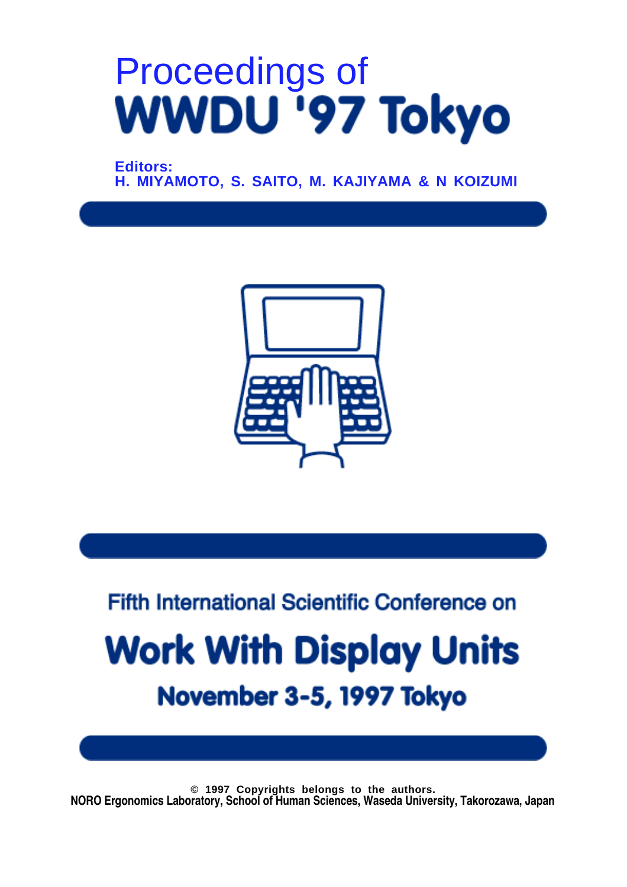# Proceedings of
# WWDU '97 Tokyo

**Editors:**
**H. MIYAMOTO, S. SAITO, M. KAJIYAMA & N KOIZUMI**

Fifth International Scientific Conference on

## Work With Display Units

### November 3-5, 1997 Tokyo

**© 1997 Copyrights belongs to the authors.**
**NORO Ergonomics Laboratory, School of Human Sciences, Waseda University, Takorozawa, Japan**